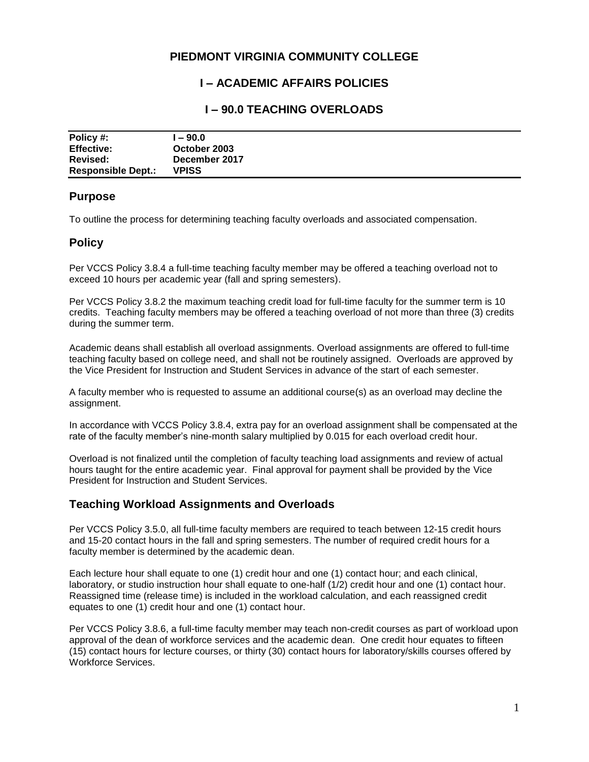# PIEDMONT VIRGINIA COMMUNITY COLLEGE

## I – ACADEMIC AFFAIRS POLICIES

## I – 90.0 TEACHING OVERLOADS

| | |
|---|---|
| **Policy #:** | **I – 90.0** |
| **Effective:** | **October 2003** |
| **Revised:** | **December 2017** |
| **Responsible Dept.:** | **VPISS** |

### Purpose

To outline the process for determining teaching faculty overloads and associated compensation.

### Policy

Per VCCS Policy 3.8.4 a full-time teaching faculty member may be offered a teaching overload not to exceed 10 hours per academic year (fall and spring semesters).

Per VCCS Policy 3.8.2 the maximum teaching credit load for full-time faculty for the summer term is 10 credits. Teaching faculty members may be offered a teaching overload of not more than three (3) credits during the summer term.

Academic deans shall establish all overload assignments. Overload assignments are offered to full-time teaching faculty based on college need, and shall not be routinely assigned. Overloads are approved by the Vice President for Instruction and Student Services in advance of the start of each semester.

A faculty member who is requested to assume an additional course(s) as an overload may decline the assignment.

In accordance with VCCS Policy 3.8.4, extra pay for an overload assignment shall be compensated at the rate of the faculty member's nine-month salary multiplied by 0.015 for each overload credit hour.

Overload is not finalized until the completion of faculty teaching load assignments and review of actual hours taught for the entire academic year. Final approval for payment shall be provided by the Vice President for Instruction and Student Services.

### Teaching Workload Assignments and Overloads

Per VCCS Policy 3.5.0, all full-time faculty members are required to teach between 12-15 credit hours and 15-20 contact hours in the fall and spring semesters. The number of required credit hours for a faculty member is determined by the academic dean.

Each lecture hour shall equate to one (1) credit hour and one (1) contact hour; and each clinical, laboratory, or studio instruction hour shall equate to one-half (1/2) credit hour and one (1) contact hour. Reassigned time (release time) is included in the workload calculation, and each reassigned credit equates to one (1) credit hour and one (1) contact hour.

Per VCCS Policy 3.8.6, a full-time faculty member may teach non-credit courses as part of workload upon approval of the dean of workforce services and the academic dean. One credit hour equates to fifteen (15) contact hours for lecture courses, or thirty (30) contact hours for laboratory/skills courses offered by Workforce Services.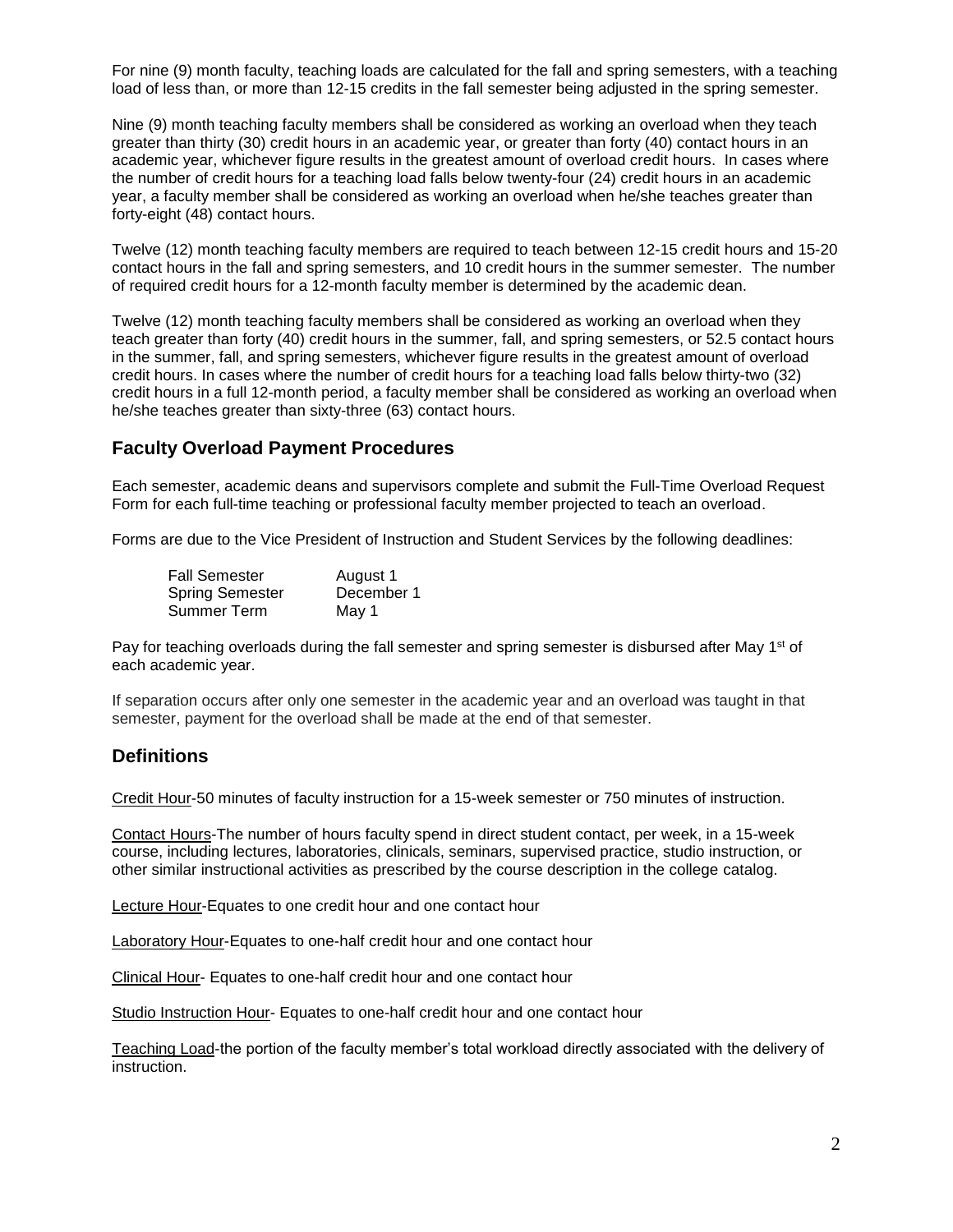For nine (9) month faculty, teaching loads are calculated for the fall and spring semesters, with a teaching load of less than, or more than 12-15 credits in the fall semester being adjusted in the spring semester.

Nine (9) month teaching faculty members shall be considered as working an overload when they teach greater than thirty (30) credit hours in an academic year, or greater than forty (40) contact hours in an academic year, whichever figure results in the greatest amount of overload credit hours. In cases where the number of credit hours for a teaching load falls below twenty-four (24) credit hours in an academic year, a faculty member shall be considered as working an overload when he/she teaches greater than forty-eight (48) contact hours.

Twelve (12) month teaching faculty members are required to teach between 12-15 credit hours and 15-20 contact hours in the fall and spring semesters, and 10 credit hours in the summer semester. The number of required credit hours for a 12-month faculty member is determined by the academic dean.

Twelve (12) month teaching faculty members shall be considered as working an overload when they teach greater than forty (40) credit hours in the summer, fall, and spring semesters, or 52.5 contact hours in the summer, fall, and spring semesters, whichever figure results in the greatest amount of overload credit hours. In cases where the number of credit hours for a teaching load falls below thirty-two (32) credit hours in a full 12-month period, a faculty member shall be considered as working an overload when he/she teaches greater than sixty-three (63) contact hours.

## Faculty Overload Payment Procedures

Each semester, academic deans and supervisors complete and submit the Full-Time Overload Request Form for each full-time teaching or professional faculty member projected to teach an overload.

Forms are due to the Vice President of Instruction and Student Services by the following deadlines:

| | |
|---|---|
| Fall Semester | August 1 |
| Spring Semester | December 1 |
| Summer Term | May 1 |

Pay for teaching overloads during the fall semester and spring semester is disbursed after May 1st of each academic year.

If separation occurs after only one semester in the academic year and an overload was taught in that semester, payment for the overload shall be made at the end of that semester.

## Definitions

Credit Hour-50 minutes of faculty instruction for a 15-week semester or 750 minutes of instruction.

Contact Hours-The number of hours faculty spend in direct student contact, per week, in a 15-week course, including lectures, laboratories, clinicals, seminars, supervised practice, studio instruction, or other similar instructional activities as prescribed by the course description in the college catalog.

Lecture Hour-Equates to one credit hour and one contact hour

Laboratory Hour-Equates to one-half credit hour and one contact hour

Clinical Hour- Equates to one-half credit hour and one contact hour

Studio Instruction Hour- Equates to one-half credit hour and one contact hour

Teaching Load-the portion of the faculty member's total workload directly associated with the delivery of instruction.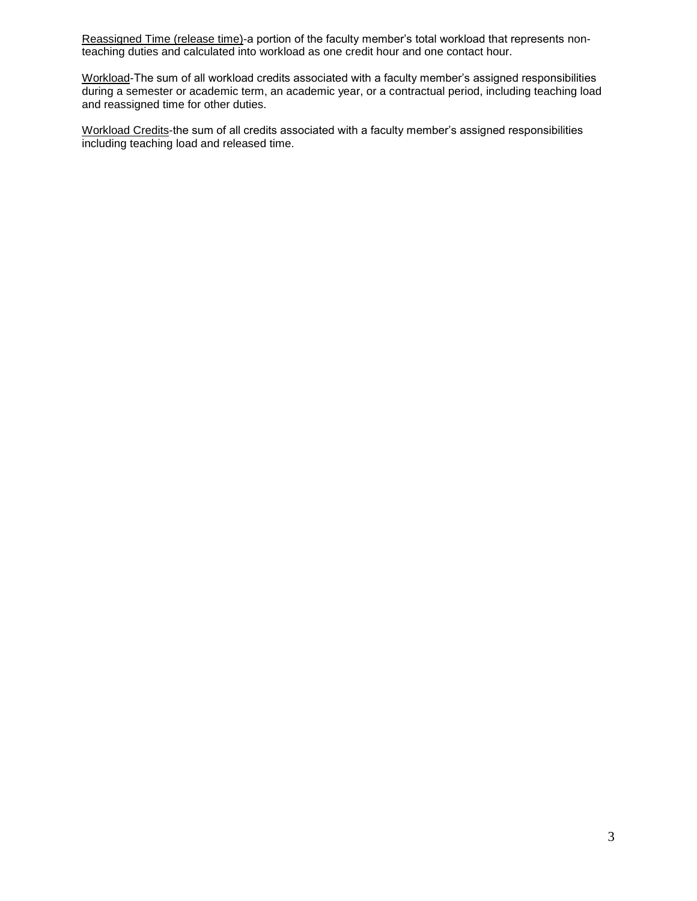Reassigned Time (release time)-a portion of the faculty member's total workload that represents non-teaching duties and calculated into workload as one credit hour and one contact hour.

Workload-The sum of all workload credits associated with a faculty member's assigned responsibilities during a semester or academic term, an academic year, or a contractual period, including teaching load and reassigned time for other duties.

Workload Credits-the sum of all credits associated with a faculty member's assigned responsibilities including teaching load and released time.